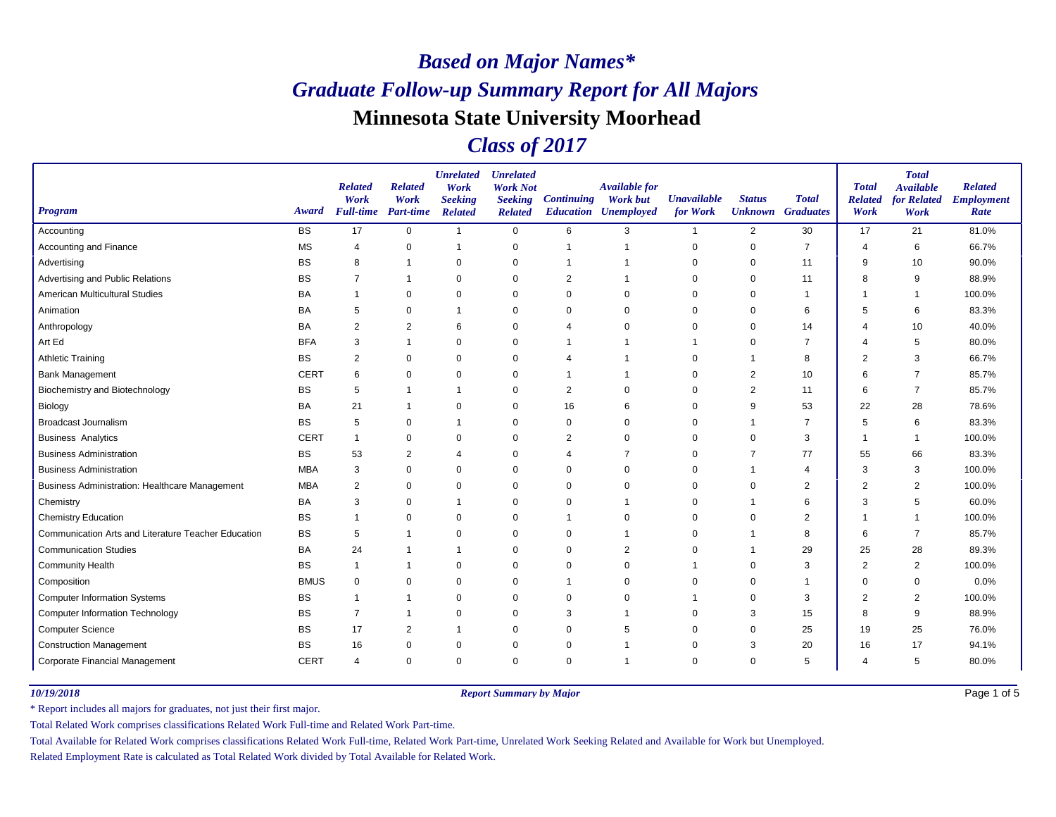# *Based on Major Names**

# *Graduate Follow-up Summary Report for All Majors*

# Minnesota State University Moorhead

# *Class of 2017*

| Program | Award | Related Work Full-time | Related Work Part-time | Unrelated Work Seeking Related | Unrelated Work Not Seeking Related | Continuing Education | Available for Work but Unemployed | Unavailable for Work | Status Unknown | Total Graduates | Total Related Work | Total Available for Related Work | Related Employment Rate |
|---|---|---|---|---|---|---|---|---|---|---|---|---|---|
| Accounting | BS | 17 | 0 | 1 | 0 | 6 | 3 | 1 | 2 | 30 | 17 | 21 | 81.0% |
| Accounting and Finance | MS | 4 | 0 | 1 | 0 | 1 | 1 | 0 | 0 | 7 | 4 | 6 | 66.7% |
| Advertising | BS | 8 | 1 | 0 | 0 | 1 | 1 | 0 | 0 | 11 | 9 | 10 | 90.0% |
| Advertising and Public Relations | BS | 7 | 1 | 0 | 0 | 2 | 1 | 0 | 0 | 11 | 8 | 9 | 88.9% |
| American Multicultural Studies | BA | 1 | 0 | 0 | 0 | 0 | 0 | 0 | 0 | 1 | 1 | 1 | 100.0% |
| Animation | BA | 5 | 0 | 1 | 0 | 0 | 0 | 0 | 0 | 6 | 5 | 6 | 83.3% |
| Anthropology | BA | 2 | 2 | 6 | 0 | 4 | 0 | 0 | 0 | 14 | 4 | 10 | 40.0% |
| Art Ed | BFA | 3 | 1 | 0 | 0 | 1 | 1 | 1 | 0 | 7 | 4 | 5 | 80.0% |
| Athletic Training | BS | 2 | 0 | 0 | 0 | 4 | 1 | 0 | 1 | 8 | 2 | 3 | 66.7% |
| Bank Management | CERT | 6 | 0 | 0 | 0 | 1 | 1 | 0 | 2 | 10 | 6 | 7 | 85.7% |
| Biochemistry and Biotechnology | BS | 5 | 1 | 1 | 0 | 2 | 0 | 0 | 2 | 11 | 6 | 7 | 85.7% |
| Biology | BA | 21 | 1 | 0 | 0 | 16 | 6 | 0 | 9 | 53 | 22 | 28 | 78.6% |
| Broadcast Journalism | BS | 5 | 0 | 1 | 0 | 0 | 0 | 0 | 1 | 7 | 5 | 6 | 83.3% |
| Business Analytics | CERT | 1 | 0 | 0 | 0 | 2 | 0 | 0 | 0 | 3 | 1 | 1 | 100.0% |
| Business Administration | BS | 53 | 2 | 4 | 0 | 4 | 7 | 0 | 7 | 77 | 55 | 66 | 83.3% |
| Business Administration | MBA | 3 | 0 | 0 | 0 | 0 | 0 | 0 | 1 | 4 | 3 | 3 | 100.0% |
| Business Administration: Healthcare Management | MBA | 2 | 0 | 0 | 0 | 0 | 0 | 0 | 0 | 2 | 2 | 2 | 100.0% |
| Chemistry | BA | 3 | 0 | 1 | 0 | 0 | 1 | 0 | 1 | 6 | 3 | 5 | 60.0% |
| Chemistry Education | BS | 1 | 0 | 0 | 0 | 1 | 0 | 0 | 0 | 2 | 1 | 1 | 100.0% |
| Communication Arts and Literature Teacher Education | BS | 5 | 1 | 0 | 0 | 0 | 1 | 0 | 1 | 8 | 6 | 7 | 85.7% |
| Communication Studies | BA | 24 | 1 | 1 | 0 | 0 | 2 | 0 | 1 | 29 | 25 | 28 | 89.3% |
| Community Health | BS | 1 | 1 | 0 | 0 | 0 | 0 | 1 | 0 | 3 | 2 | 2 | 100.0% |
| Composition | BMUS | 0 | 0 | 0 | 0 | 1 | 0 | 0 | 0 | 1 | 0 | 0 | 0.0% |
| Computer Information Systems | BS | 1 | 1 | 0 | 0 | 0 | 0 | 1 | 0 | 3 | 2 | 2 | 100.0% |
| Computer Information Technology | BS | 7 | 1 | 0 | 0 | 3 | 1 | 0 | 3 | 15 | 8 | 9 | 88.9% |
| Computer Science | BS | 17 | 2 | 1 | 0 | 0 | 5 | 0 | 0 | 25 | 19 | 25 | 76.0% |
| Construction Management | BS | 16 | 0 | 0 | 0 | 0 | 1 | 0 | 3 | 20 | 16 | 17 | 94.1% |
| Corporate Financial Management | CERT | 4 | 0 | 0 | 0 | 0 | 1 | 0 | 0 | 5 | 4 | 5 | 80.0% |

*10/19/2018* *Report Summary by Major*

* Report includes all majors for graduates, not just their first major.

Total Related Work comprises classifications Related Work Full-time and Related Work Part-time.

Total Available for Related Work comprises classifications Related Work Full-time, Related Work Part-time, Unrelated Work Seeking Related and Available for Work but Unemployed.

Related Employment Rate is calculated as Total Related Work divided by Total Available for Related Work.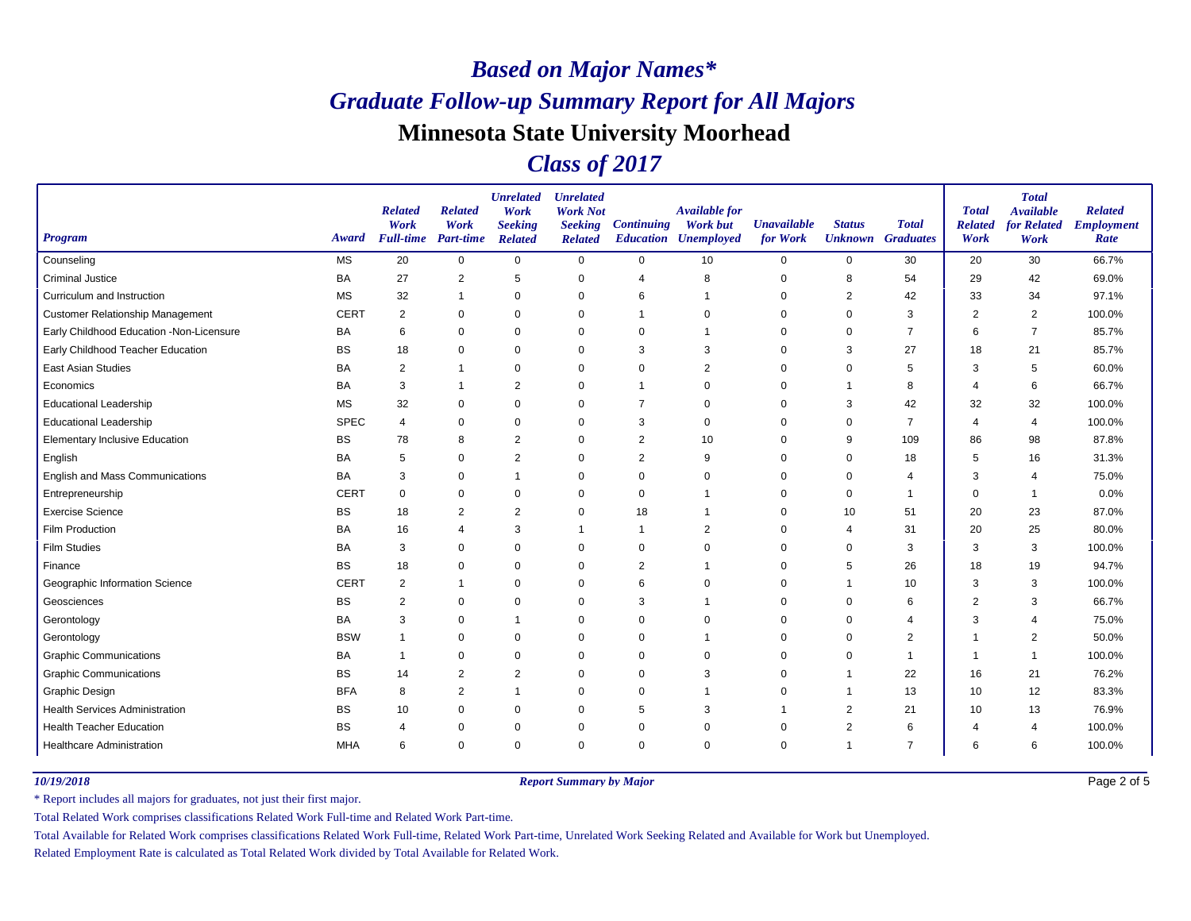# *Based on Major Names**

# *Graduate Follow-up Summary Report for All Majors*

## Minnesota State University Moorhead

## *Class of 2017*

| *Program* | *Award* | *Related Work Full-time* | *Related Work Part-time* | *Unrelated Work Seeking Related* | *Unrelated Work Not Seeking Related* | *Continuing Education* | *Available for Work but Unemployed* | *Unavailable for Work* | *Status Unknown* | *Total Graduates* | *Total Related Work* | *Total Available for Related Work* | *Related Employment Rate* |
|---|---|---|---|---|---|---|---|---|---|---|---|---|---|
| Counseling | MS | 20 | 0 | 0 | 0 | 0 | 10 | 0 | 0 | 30 | 20 | 30 | 66.7% |
| Criminal Justice | BA | 27 | 2 | 5 | 0 | 4 | 8 | 0 | 8 | 54 | 29 | 42 | 69.0% |
| Curriculum and Instruction | MS | 32 | 1 | 0 | 0 | 6 | 1 | 0 | 2 | 42 | 33 | 34 | 97.1% |
| Customer Relationship Management | CERT | 2 | 0 | 0 | 0 | 1 | 0 | 0 | 0 | 3 | 2 | 2 | 100.0% |
| Early Childhood Education -Non-Licensure | BA | 6 | 0 | 0 | 0 | 0 | 1 | 0 | 0 | 7 | 6 | 7 | 85.7% |
| Early Childhood Teacher Education | BS | 18 | 0 | 0 | 0 | 3 | 3 | 0 | 3 | 27 | 18 | 21 | 85.7% |
| East Asian Studies | BA | 2 | 1 | 0 | 0 | 0 | 2 | 0 | 0 | 5 | 3 | 5 | 60.0% |
| Economics | BA | 3 | 1 | 2 | 0 | 1 | 0 | 0 | 1 | 8 | 4 | 6 | 66.7% |
| Educational Leadership | MS | 32 | 0 | 0 | 0 | 7 | 0 | 0 | 3 | 42 | 32 | 32 | 100.0% |
| Educational Leadership | SPEC | 4 | 0 | 0 | 0 | 3 | 0 | 0 | 0 | 7 | 4 | 4 | 100.0% |
| Elementary Inclusive Education | BS | 78 | 8 | 2 | 0 | 2 | 10 | 0 | 9 | 109 | 86 | 98 | 87.8% |
| English | BA | 5 | 0 | 2 | 0 | 2 | 9 | 0 | 0 | 18 | 5 | 16 | 31.3% |
| English and Mass Communications | BA | 3 | 0 | 1 | 0 | 0 | 0 | 0 | 0 | 4 | 3 | 4 | 75.0% |
| Entrepreneurship | CERT | 0 | 0 | 0 | 0 | 0 | 1 | 0 | 0 | 1 | 0 | 1 | 0.0% |
| Exercise Science | BS | 18 | 2 | 2 | 0 | 18 | 1 | 0 | 10 | 51 | 20 | 23 | 87.0% |
| Film Production | BA | 16 | 4 | 3 | 1 | 1 | 2 | 0 | 4 | 31 | 20 | 25 | 80.0% |
| Film Studies | BA | 3 | 0 | 0 | 0 | 0 | 0 | 0 | 0 | 3 | 3 | 3 | 100.0% |
| Finance | BS | 18 | 0 | 0 | 0 | 2 | 1 | 0 | 5 | 26 | 18 | 19 | 94.7% |
| Geographic Information Science | CERT | 2 | 1 | 0 | 0 | 6 | 0 | 0 | 1 | 10 | 3 | 3 | 100.0% |
| Geosciences | BS | 2 | 0 | 0 | 0 | 3 | 1 | 0 | 0 | 6 | 2 | 3 | 66.7% |
| Gerontology | BA | 3 | 0 | 1 | 0 | 0 | 0 | 0 | 0 | 4 | 3 | 4 | 75.0% |
| Gerontology | BSW | 1 | 0 | 0 | 0 | 0 | 1 | 0 | 0 | 2 | 1 | 2 | 50.0% |
| Graphic Communications | BA | 1 | 0 | 0 | 0 | 0 | 0 | 0 | 0 | 1 | 1 | 1 | 100.0% |
| Graphic Communications | BS | 14 | 2 | 2 | 0 | 0 | 3 | 0 | 1 | 22 | 16 | 21 | 76.2% |
| Graphic Design | BFA | 8 | 2 | 1 | 0 | 0 | 1 | 0 | 1 | 13 | 10 | 12 | 83.3% |
| Health Services Administration | BS | 10 | 0 | 0 | 0 | 5 | 3 | 1 | 2 | 21 | 10 | 13 | 76.9% |
| Health Teacher Education | BS | 4 | 0 | 0 | 0 | 0 | 0 | 0 | 2 | 6 | 4 | 4 | 100.0% |
| Healthcare Administration | MHA | 6 | 0 | 0 | 0 | 0 | 0 | 0 | 1 | 7 | 6 | 6 | 100.0% |

*10/19/2018* *Report Summary by Major*

\* Report includes all majors for graduates, not just their first major.

Total Related Work comprises classifications Related Work Full-time and Related Work Part-time.

Total Available for Related Work comprises classifications Related Work Full-time, Related Work Part-time, Unrelated Work Seeking Related and Available for Work but Unemployed.

Related Employment Rate is calculated as Total Related Work divided by Total Available for Related Work.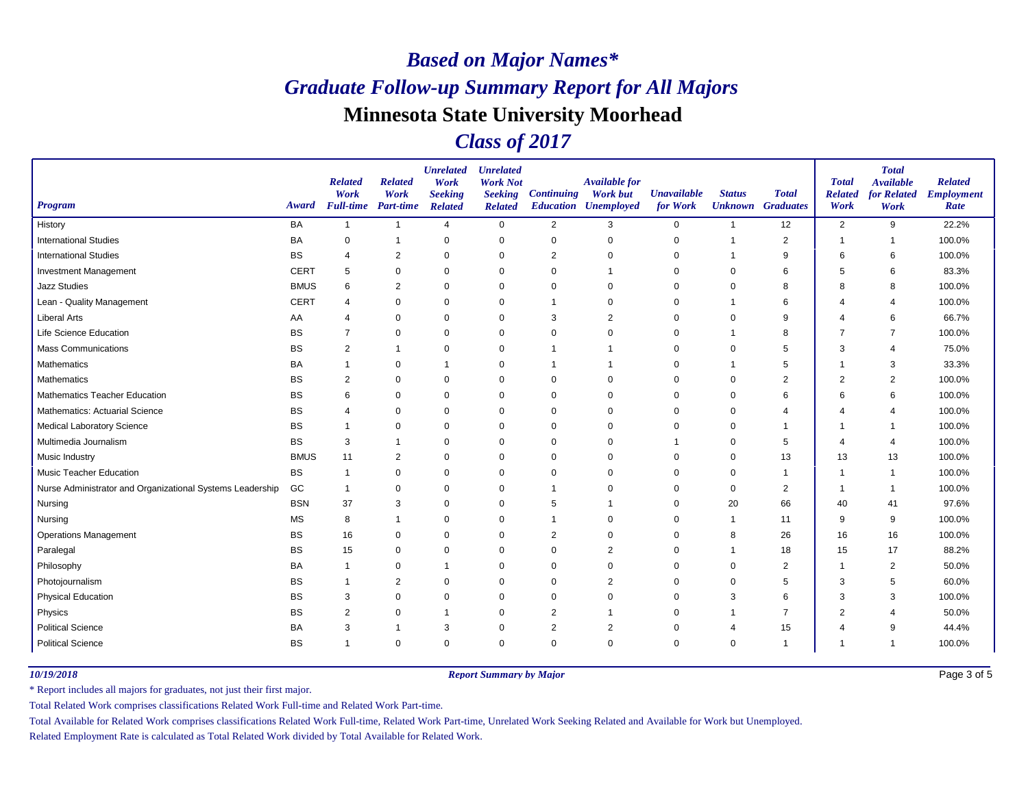# *Based on Major Names**

# *Graduate Follow-up Summary Report for All Majors*

## Minnesota State University Moorhead

## *Class of 2017*

| Program | Award | Related Work Full-time | Related Work Part-time | Unrelated Work Seeking Related | Unrelated Work Not Seeking Related | Continuing Education | Available for Work but Unemployed | Unavailable for Work | Status Unknown | Total Graduates | Total Related Work | Total Available for Related Work | Related Employment Rate |
|---|---|---|---|---|---|---|---|---|---|---|---|---|---|
| History | BA | 1 | 1 | 4 | 0 | 2 | 3 | 0 | 1 | 12 | 2 | 9 | 22.2% |
| International Studies | BA | 0 | 1 | 0 | 0 | 0 | 0 | 0 | 1 | 2 | 1 | 1 | 100.0% |
| International Studies | BS | 4 | 2 | 0 | 0 | 2 | 0 | 0 | 1 | 9 | 6 | 6 | 100.0% |
| Investment Management | CERT | 5 | 0 | 0 | 0 | 0 | 1 | 0 | 0 | 6 | 5 | 6 | 83.3% |
| Jazz Studies | BMUS | 6 | 2 | 0 | 0 | 0 | 0 | 0 | 0 | 8 | 8 | 8 | 100.0% |
| Lean - Quality Management | CERT | 4 | 0 | 0 | 0 | 1 | 0 | 0 | 1 | 6 | 4 | 4 | 100.0% |
| Liberal Arts | AA | 4 | 0 | 0 | 0 | 3 | 2 | 0 | 0 | 9 | 4 | 6 | 66.7% |
| Life Science Education | BS | 7 | 0 | 0 | 0 | 0 | 0 | 0 | 1 | 8 | 7 | 7 | 100.0% |
| Mass Communications | BS | 2 | 1 | 0 | 0 | 1 | 1 | 0 | 0 | 5 | 3 | 4 | 75.0% |
| Mathematics | BA | 1 | 0 | 1 | 0 | 1 | 1 | 0 | 1 | 5 | 1 | 3 | 33.3% |
| Mathematics | BS | 2 | 0 | 0 | 0 | 0 | 0 | 0 | 0 | 2 | 2 | 2 | 100.0% |
| Mathematics Teacher Education | BS | 6 | 0 | 0 | 0 | 0 | 0 | 0 | 0 | 6 | 6 | 6 | 100.0% |
| Mathematics: Actuarial Science | BS | 4 | 0 | 0 | 0 | 0 | 0 | 0 | 0 | 4 | 4 | 4 | 100.0% |
| Medical Laboratory Science | BS | 1 | 0 | 0 | 0 | 0 | 0 | 0 | 0 | 1 | 1 | 1 | 100.0% |
| Multimedia Journalism | BS | 3 | 1 | 0 | 0 | 0 | 0 | 1 | 0 | 5 | 4 | 4 | 100.0% |
| Music Industry | BMUS | 11 | 2 | 0 | 0 | 0 | 0 | 0 | 0 | 13 | 13 | 13 | 100.0% |
| Music Teacher Education | BS | 1 | 0 | 0 | 0 | 0 | 0 | 0 | 0 | 1 | 1 | 1 | 100.0% |
| Nurse Administrator and Organizational Systems Leadership | GC | 1 | 0 | 0 | 0 | 1 | 0 | 0 | 0 | 2 | 1 | 1 | 100.0% |
| Nursing | BSN | 37 | 3 | 0 | 0 | 5 | 1 | 0 | 20 | 66 | 40 | 41 | 97.6% |
| Nursing | MS | 8 | 1 | 0 | 0 | 1 | 0 | 0 | 1 | 11 | 9 | 9 | 100.0% |
| Operations Management | BS | 16 | 0 | 0 | 0 | 2 | 0 | 0 | 8 | 26 | 16 | 16 | 100.0% |
| Paralegal | BS | 15 | 0 | 0 | 0 | 0 | 2 | 0 | 1 | 18 | 15 | 17 | 88.2% |
| Philosophy | BA | 1 | 0 | 1 | 0 | 0 | 0 | 0 | 0 | 2 | 1 | 2 | 50.0% |
| Photojournalism | BS | 1 | 2 | 0 | 0 | 0 | 2 | 0 | 0 | 5 | 3 | 5 | 60.0% |
| Physical Education | BS | 3 | 0 | 0 | 0 | 0 | 0 | 0 | 3 | 6 | 3 | 3 | 100.0% |
| Physics | BS | 2 | 0 | 1 | 0 | 2 | 1 | 0 | 1 | 7 | 2 | 4 | 50.0% |
| Political Science | BA | 3 | 1 | 3 | 0 | 2 | 2 | 0 | 4 | 15 | 4 | 9 | 44.4% |
| Political Science | BS | 1 | 0 | 0 | 0 | 0 | 0 | 0 | 0 | 1 | 1 | 1 | 100.0% |

*10/19/2018* *Report Summary by Major*

\* Report includes all majors for graduates, not just their first major.

Total Related Work comprises classifications Related Work Full-time and Related Work Part-time.

Total Available for Related Work comprises classifications Related Work Full-time, Related Work Part-time, Unrelated Work Seeking Related and Available for Work but Unemployed.

Related Employment Rate is calculated as Total Related Work divided by Total Available for Related Work.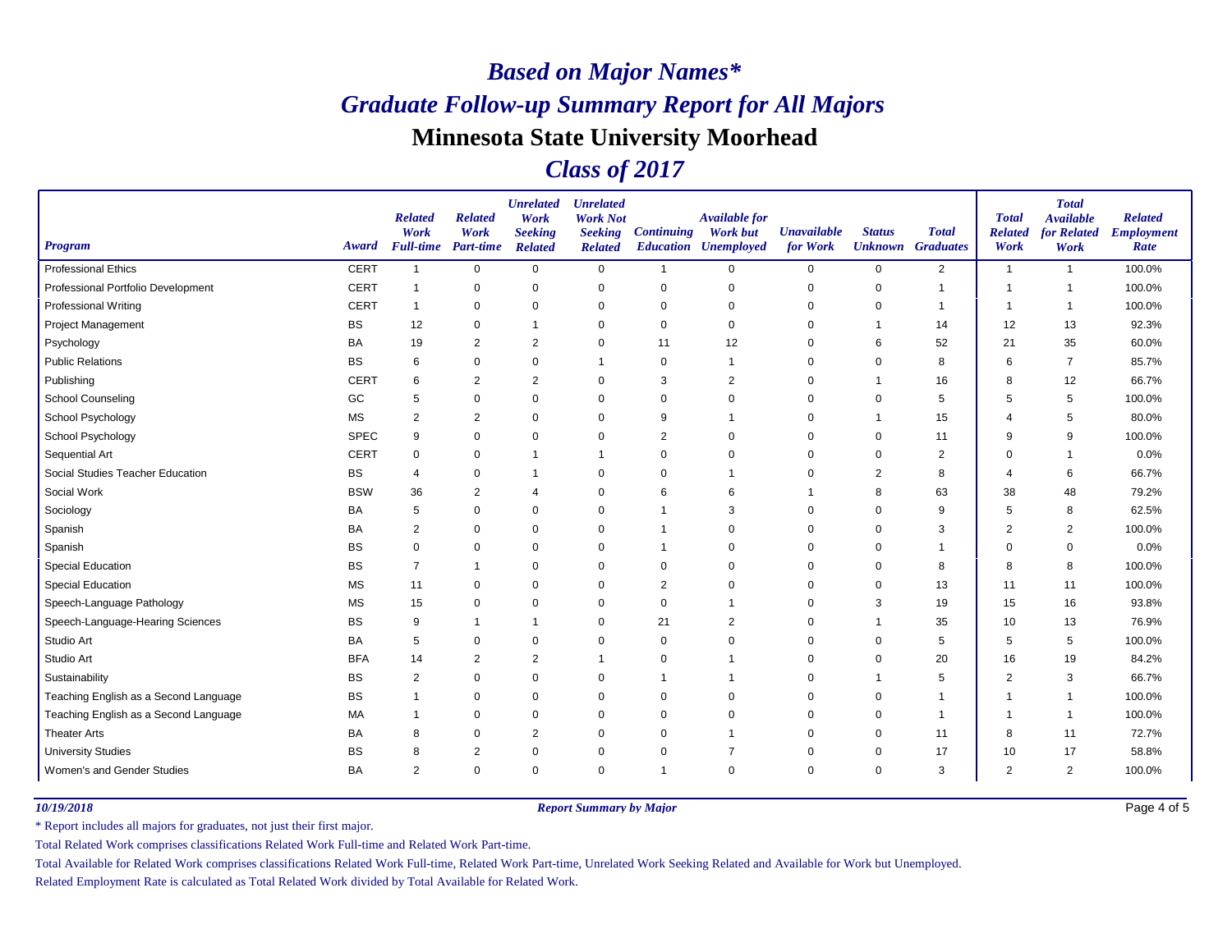# *Based on Major Names**

# *Graduate Follow-up Summary Report for All Majors*

## Minnesota State University Moorhead

## *Class of 2017*

| *Program* | *Award* | *Related Work Full-time* | *Related Work Part-time* | *Unrelated Work Seeking Related* | *Unrelated Work Not Seeking Related* | *Continuing Education* | *Available for Work but Unemployed* | *Unavailable for Work* | *Status Unknown* | *Total Graduates* | *Total Related Work* | *Total Available for Related Work* | *Related Employment Rate* |
|---|---|---|---|---|---|---|---|---|---|---|---|---|---|
| Professional Ethics | CERT | 1 | 0 | 0 | 0 | 1 | 0 | 0 | 0 | 2 | 1 | 1 | 100.0% |
| Professional Portfolio Development | CERT | 1 | 0 | 0 | 0 | 0 | 0 | 0 | 0 | 1 | 1 | 1 | 100.0% |
| Professional Writing | CERT | 1 | 0 | 0 | 0 | 0 | 0 | 0 | 0 | 1 | 1 | 1 | 100.0% |
| Project Management | BS | 12 | 0 | 1 | 0 | 0 | 0 | 0 | 1 | 14 | 12 | 13 | 92.3% |
| Psychology | BA | 19 | 2 | 2 | 0 | 11 | 12 | 0 | 6 | 52 | 21 | 35 | 60.0% |
| Public Relations | BS | 6 | 0 | 0 | 1 | 0 | 1 | 0 | 0 | 8 | 6 | 7 | 85.7% |
| Publishing | CERT | 6 | 2 | 2 | 0 | 3 | 2 | 0 | 1 | 16 | 8 | 12 | 66.7% |
| School Counseling | GC | 5 | 0 | 0 | 0 | 0 | 0 | 0 | 0 | 5 | 5 | 5 | 100.0% |
| School Psychology | MS | 2 | 2 | 0 | 0 | 9 | 1 | 0 | 1 | 15 | 4 | 5 | 80.0% |
| School Psychology | SPEC | 9 | 0 | 0 | 0 | 2 | 0 | 0 | 0 | 11 | 9 | 9 | 100.0% |
| Sequential Art | CERT | 0 | 0 | 1 | 1 | 0 | 0 | 0 | 0 | 2 | 0 | 1 | 0.0% |
| Social Studies Teacher Education | BS | 4 | 0 | 1 | 0 | 0 | 1 | 0 | 2 | 8 | 4 | 6 | 66.7% |
| Social Work | BSW | 36 | 2 | 4 | 0 | 6 | 6 | 1 | 8 | 63 | 38 | 48 | 79.2% |
| Sociology | BA | 5 | 0 | 0 | 0 | 1 | 3 | 0 | 0 | 9 | 5 | 8 | 62.5% |
| Spanish | BA | 2 | 0 | 0 | 0 | 1 | 0 | 0 | 0 | 3 | 2 | 2 | 100.0% |
| Spanish | BS | 0 | 0 | 0 | 0 | 1 | 0 | 0 | 0 | 1 | 0 | 0 | 0.0% |
| Special Education | BS | 7 | 1 | 0 | 0 | 0 | 0 | 0 | 0 | 8 | 8 | 8 | 100.0% |
| Special Education | MS | 11 | 0 | 0 | 0 | 2 | 0 | 0 | 0 | 13 | 11 | 11 | 100.0% |
| Speech-Language Pathology | MS | 15 | 0 | 0 | 0 | 0 | 1 | 0 | 3 | 19 | 15 | 16 | 93.8% |
| Speech-Language-Hearing Sciences | BS | 9 | 1 | 1 | 0 | 21 | 2 | 0 | 1 | 35 | 10 | 13 | 76.9% |
| Studio Art | BA | 5 | 0 | 0 | 0 | 0 | 0 | 0 | 0 | 5 | 5 | 5 | 100.0% |
| Studio Art | BFA | 14 | 2 | 2 | 1 | 0 | 1 | 0 | 0 | 20 | 16 | 19 | 84.2% |
| Sustainability | BS | 2 | 0 | 0 | 0 | 1 | 1 | 0 | 1 | 5 | 2 | 3 | 66.7% |
| Teaching English as a Second Language | BS | 1 | 0 | 0 | 0 | 0 | 0 | 0 | 0 | 1 | 1 | 1 | 100.0% |
| Teaching English as a Second Language | MA | 1 | 0 | 0 | 0 | 0 | 0 | 0 | 0 | 1 | 1 | 1 | 100.0% |
| Theater Arts | BA | 8 | 0 | 2 | 0 | 0 | 1 | 0 | 0 | 11 | 8 | 11 | 72.7% |
| University Studies | BS | 8 | 2 | 0 | 0 | 0 | 7 | 0 | 0 | 17 | 10 | 17 | 58.8% |
| Women's and Gender Studies | BA | 2 | 0 | 0 | 0 | 1 | 0 | 0 | 0 | 3 | 2 | 2 | 100.0% |

*10/19/2018* *Report Summary by Major*

* Report includes all majors for graduates, not just their first major.

Total Related Work comprises classifications Related Work Full-time and Related Work Part-time.

Total Available for Related Work comprises classifications Related Work Full-time, Related Work Part-time, Unrelated Work Seeking Related and Available for Work but Unemployed.

Related Employment Rate is calculated as Total Related Work divided by Total Available for Related Work.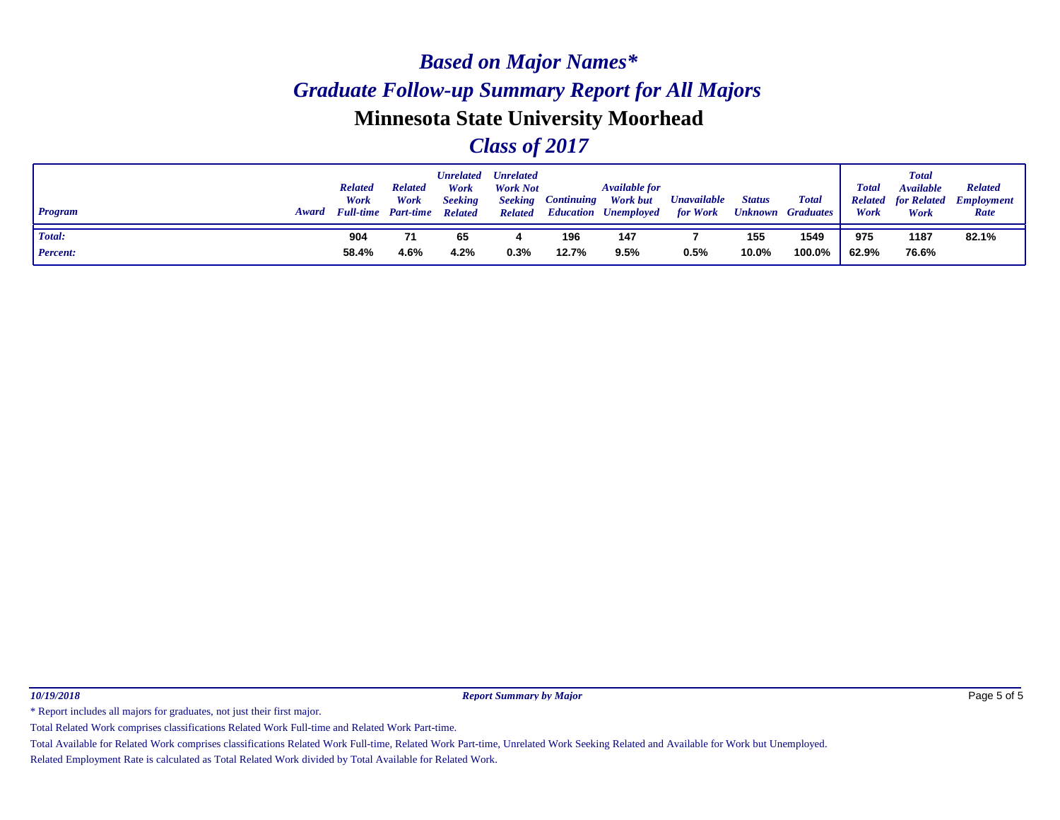# *Based on Major Names**

# *Graduate Follow-up Summary Report for All Majors*

## Minnesota State University Moorhead

## *Class of 2017*

| Program | Award | Related Work Full-time | Related Work Part-time | Unrelated Work Seeking Related | Unrelated Work Not Seeking Related | Continuing Education | Available for Work but Unemployed | Unavailable for Work | Status Unknown | Total Graduates | Total Related Work | Total Available for Related Work | Related Employment Rate |
|---|---|---|---|---|---|---|---|---|---|---|---|---|---|
| *Total:* | | **904** | **71** | **65** | **4** | **196** | **147** | **7** | **155** | **1549** | **975** | **1187** | **82.1%** |
| *Percent:* | | **58.4%** | **4.6%** | **4.2%** | **0.3%** | **12.7%** | **9.5%** | **0.5%** | **10.0%** | **100.0%** | **62.9%** | **76.6%** | |

*10/19/2018* *Report Summary by Major*

* Report includes all majors for graduates, not just their first major.

Total Related Work comprises classifications Related Work Full-time and Related Work Part-time.

Total Available for Related Work comprises classifications Related Work Full-time, Related Work Part-time, Unrelated Work Seeking Related and Available for Work but Unemployed.

Related Employment Rate is calculated as Total Related Work divided by Total Available for Related Work.